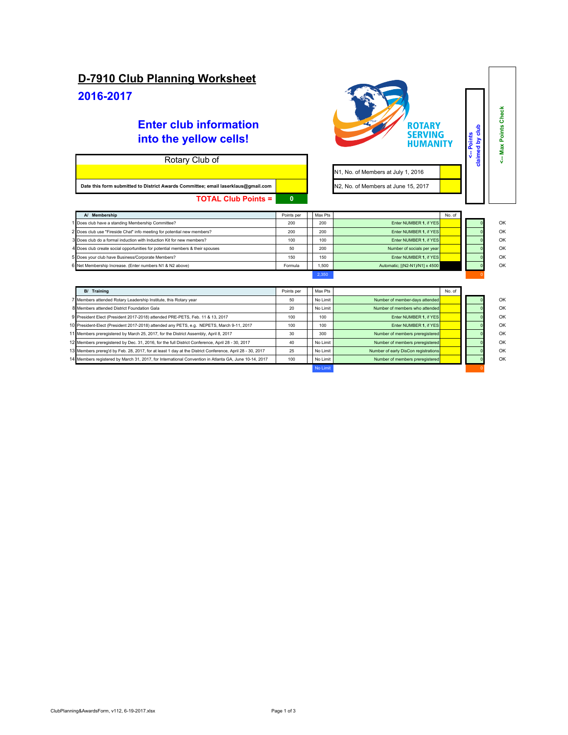# D-7910 Club Planning Worksheet

## 2016-2017

### Enter club information into the yellow cells!

ROTARY SERVING HUMANITY

| Rotary Club of | |
|---|---|
| | |
| Date this form submitted to District Awards Committee; email laserklaus@gmail.com | |
| **TOTAL Club Points =** | 0 |

| | |
|---|---|
| N1, No. of Members at July 1, 2016 | |
| N2, No. of Members at June 15, 2017 | |

<-- Points claimed by club

<-- Max Points Check

| # | A/ Membership | Points per | Max Pts | | No. of | <-- Points claimed by club | <-- Max Points Check |
|---|---|---|---|---|---|---|---|
| 1 | Does club have a standing Membership Committee? | 200 | 200 | Enter NUMBER 1, if YES | | 0 | OK |
| 2 | Does club use "Fireside Chat" info meeting for potential new members? | 200 | 200 | Enter NUMBER 1, if YES | | 0 | OK |
| 3 | Does club do a formal induction with Induction Kit for new members? | 100 | 100 | Enter NUMBER 1, if YES | | 0 | OK |
| 4 | Does club create social opportunities for potential members & their spouses | 50 | 200 | Number of socials per year | | 0 | OK |
| 5 | Does your club have Business/Corporate Members? | 150 | 150 | Enter NUMBER 1, if YES | | 0 | OK |
| 6 | Net Membership Increase. (Enter numbers N1 & N2 above) | Formula | 1,500 | Automatic; [(N2-N1)/N1] x 4500 | | 0 | OK |
| | | | 2,350 | | | 0 | |

| # | B/ Training | Points per | Max Pts | | No. of | <-- Points claimed by club | <-- Max Points Check |
|---|---|---|---|---|---|---|---|
| 7 | Members attended Rotary Leadership Institute, this Rotary year | 50 | No Limit | Number of member-days attended | | 0 | OK |
| 8 | Members attended District Foundation Gala | 20 | No Limit | Number of members who attended | | 0 | OK |
| 9 | President Elect (President 2017-2018) attended PRE-PETS, Feb. 11 & 13, 2017 | 100 | 100 | Enter NUMBER 1, if YES | | 0 | OK |
| 10 | President-Elect (President 2017-2018) attended any PETS, e.g. NEPETS, March 9-11, 2017 | 100 | 100 | Enter NUMBER 1, if YES | | 0 | OK |
| 11 | Members preregistered by March 25, 2017, for the District Assembly, April 8, 2017 | 30 | 300 | Number of members preregistered | | 0 | OK |
| 12 | Members preregistered by Dec. 31, 2016, for the full District Conference, April 28 - 30, 2017 | 40 | No Limit | Number of members preregistered | | 0 | OK |
| 13 | Members prereg'd by Feb. 28, 2017, for at least 1 day at the District Conference, April 28 - 30, 2017 | 25 | No Limit | Number of early DisCon registrations | | 0 | OK |
| 14 | Members registered by March 31, 2017, for International Convention in Atlanta GA, June 10-14, 2017 | 100 | No Limit | Number of members preregistered | | 0 | OK |
| | | | No Limit | | | 0 | |

ClubPlanning&AwardsForm, v112, 6-19-2017.xlsx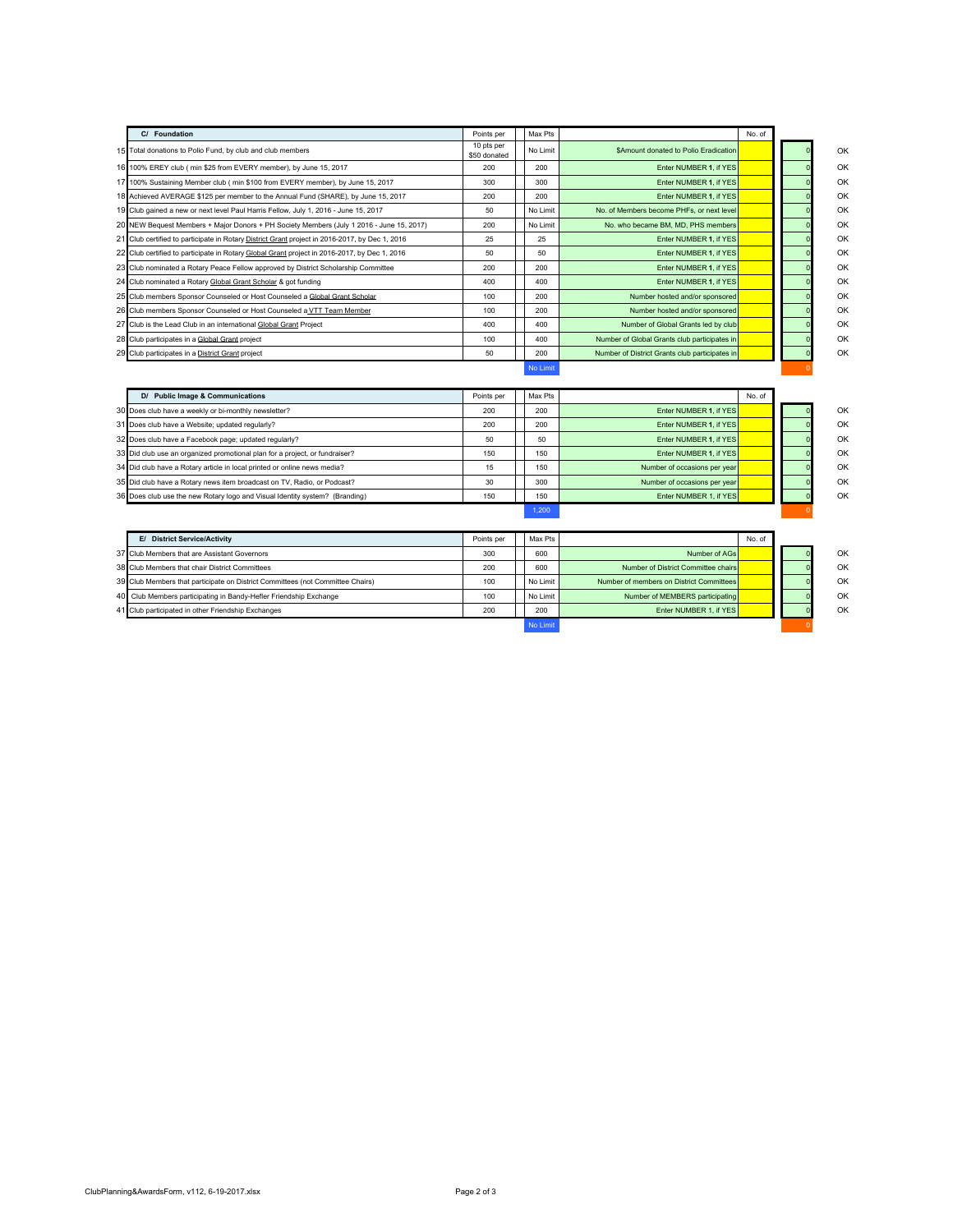| | C/ Foundation | Points per | Max Pts | | No. of | | |
|---|---|---|---|---|---|---|---|
| 15 | Total donations to Polio Fund, by club and club members | 10 pts per $50 donated | No Limit | $Amount donated to Polio Eradication | | 0 | OK |
| 16 | 100% EREY club ( min $25 from EVERY member), by June 15, 2017 | 200 | 200 | Enter NUMBER **1**, if YES | | 0 | OK |
| 17 | 100% Sustaining Member club ( min $100 from EVERY member), by June 15, 2017 | 300 | 300 | Enter NUMBER **1**, if YES | | 0 | OK |
| 18 | Achieved AVERAGE $125 per member to the Annual Fund (SHARE), by June 15, 2017 | 200 | 200 | Enter NUMBER **1**, if YES | | 0 | OK |
| 19 | Club gained a new or next level Paul Harris Fellow, July 1, 2016 - June 15, 2017 | 50 | No Limit | No. of Members become PHFs, or next level | | 0 | OK |
| 20 | NEW Bequest Members + Major Donors + PH Society Members (July 1 2016 - June 15, 2017) | 200 | No Limit | No. who became BM, MD, PHS members | | 0 | OK |
| 21 | Club certified to participate in Rotary District Grant project in 2016-2017, by Dec 1, 2016 | 25 | 25 | Enter NUMBER **1**, if YES | | 0 | OK |
| 22 | Club certified to participate in Rotary Global Grant project in 2016-2017, by Dec 1, 2016 | 50 | 50 | Enter NUMBER **1**, if YES | | 0 | OK |
| 23 | Club nominated a Rotary Peace Fellow approved by District Scholarship Committee | 200 | 200 | Enter NUMBER **1**, if YES | | 0 | OK |
| 24 | Club nominated a Rotary Global Grant Scholar & got funding | 400 | 400 | Enter NUMBER **1**, if YES | | 0 | OK |
| 25 | Club members Sponsor Counseled or Host Counseled a Global Grant Scholar | 100 | 200 | Number hosted and/or sponsored | | 0 | OK |
| 26 | Club members Sponsor Counseled or Host Counseled a VTT Team Member | 100 | 200 | Number hosted and/or sponsored | | 0 | OK |
| 27 | Club is the Lead Club in an international Global Grant Project | 400 | 400 | Number of Global Grants led by club | | 0 | OK |
| 28 | Club participates in a Global Grant project | 100 | 400 | Number of Global Grants club participates in | | 0 | OK |
| 29 | Club participates in a District Grant project | 50 | 200 | Number of District Grants club participates in | | 0 | OK |
| | | | No Limit | | | 0 | |

| | D/ Public Image & Communications | Points per | Max Pts | | No. of | | |
|---|---|---|---|---|---|---|---|
| 30 | Does club have a weekly or bi-monthly newsletter? | 200 | 200 | Enter NUMBER **1**, if YES | | 0 | OK |
| 31 | Does club have a Website; updated regularly? | 200 | 200 | Enter NUMBER **1**, if YES | | 0 | OK |
| 32 | Does club have a Facebook page; updated regularly? | 50 | 50 | Enter NUMBER **1**, if YES | | 0 | OK |
| 33 | Did club use an organized promotional plan for a project, or fundraiser? | 150 | 150 | Enter NUMBER **1**, if YES | | 0 | OK |
| 34 | Did club have a Rotary article in local printed or online news media? | 15 | 150 | Number of occasions per year | | 0 | OK |
| 35 | Did club have a Rotary news item broadcast on TV, Radio, or Podcast? | 30 | 300 | Number of occasions per year | | 0 | OK |
| 36 | Does club use the new Rotary logo and Visual Identity system? (Branding) | 150 | 150 | Enter NUMBER **1**, if YES | | 0 | OK |
| | | | 1,200 | | | 0 | |

| | E/ District Service/Activity | Points per | Max Pts | | No. of | | |
|---|---|---|---|---|---|---|---|
| 37 | Club Members that are Assistant Governors | 300 | 600 | Number of AGs | | 0 | OK |
| 38 | Club Members that chair District Committees | 200 | 600 | Number of District Committee chairs | | 0 | OK |
| 39 | Club Members that participate on District Committees (not Committee Chairs) | 100 | No Limit | Number of members on District Committees | | 0 | OK |
| 40 | Club Members participating in Bandy-Hefler Friendship Exchange | 100 | No Limit | Number of MEMBERS participating | | 0 | OK |
| 41 | Club participated in other Friendship Exchanges | 200 | 200 | Enter NUMBER 1, if YES | | 0 | OK |
| | | | No Limit | | | 0 | |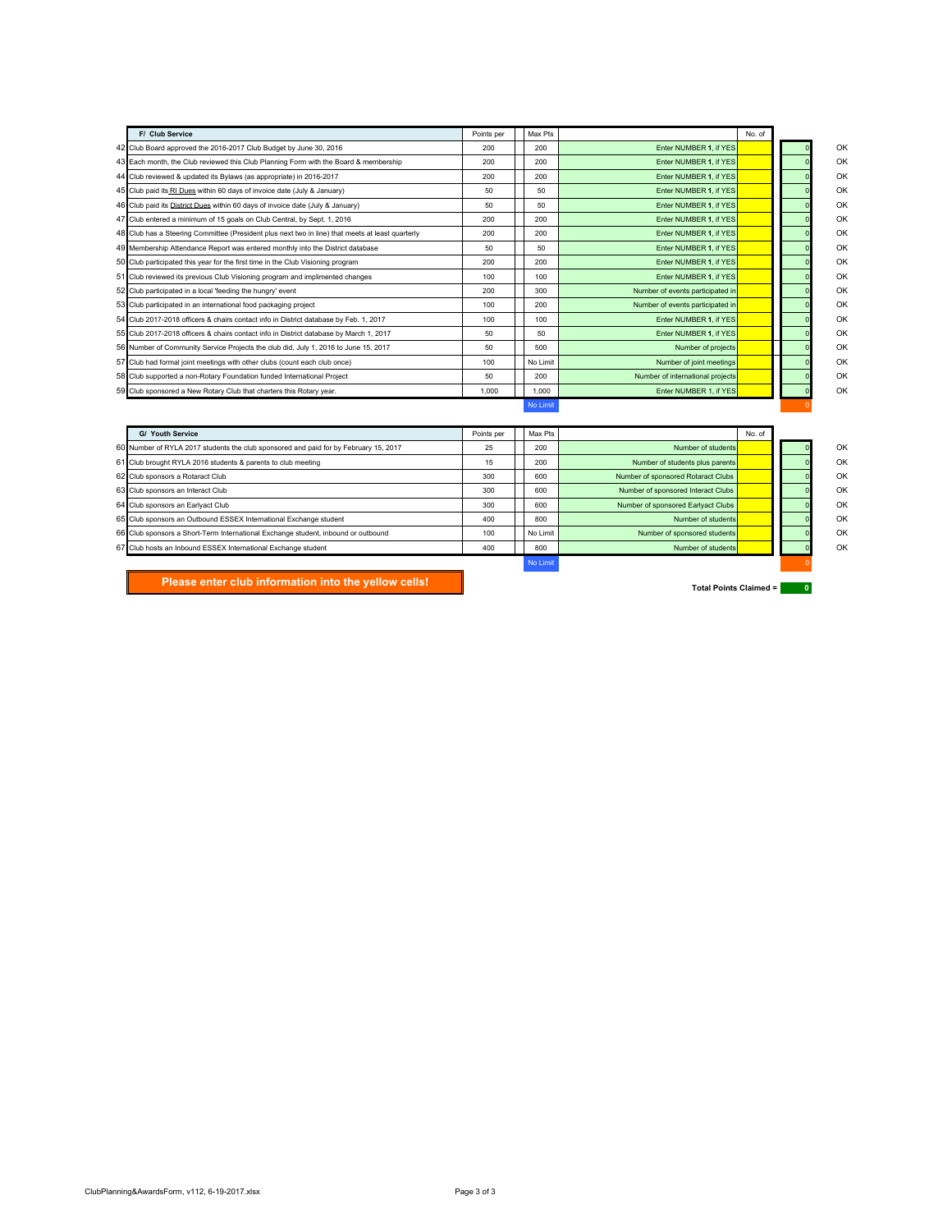| | F/ Club Service | Points per | Max Pts | | No. of | | |
|---|---|---|---|---|---|---|---|
| 42 | Club Board approved the 2016-2017 Club Budget by June 30, 2016 | 200 | 200 | Enter NUMBER **1**, if YES | | 0 | OK |
| 43 | Each month, the Club reviewed this Club Planning Form with the Board & membership | 200 | 200 | Enter NUMBER **1**, if YES | | 0 | OK |
| 44 | Club reviewed & updated its Bylaws (as appropriate) in 2016-2017 | 200 | 200 | Enter NUMBER **1**, if YES | | 0 | OK |
| 45 | Club paid its RI Dues within 60 days of invoice date (July & January) | 50 | 50 | Enter NUMBER **1**, if YES | | 0 | OK |
| 46 | Club paid its District Dues within 60 days of invoice date (July & January) | 50 | 50 | Enter NUMBER **1**, if YES | | 0 | OK |
| 47 | Club entered a minimum of 15 goals on Club Central, by Sept. 1, 2016 | 200 | 200 | Enter NUMBER **1**, if YES | | 0 | OK |
| 48 | Club has a Steering Committee (President plus next two in line) that meets at least quarterly | 200 | 200 | Enter NUMBER **1**, if YES | | 0 | OK |
| 49 | Membership Attendance Report was entered monthly into the District database | 50 | 50 | Enter NUMBER **1**, if YES | | 0 | OK |
| 50 | Club participated this year for the first time in the Club Visioning program | 200 | 200 | Enter NUMBER **1**, if YES | | 0 | OK |
| 51 | Club reviewed its previous Club Visioning program and implimented changes | 100 | 100 | Enter NUMBER **1**, if YES | | 0 | OK |
| 52 | Club participated in a local 'feeding the hungry' event | 200 | 300 | Number of events participated in | | 0 | OK |
| 53 | Club participated in an international food packaging project | 100 | 200 | Number of events participated in | | 0 | OK |
| 54 | Club 2017-2018 officers & chairs contact info in District database by Feb. 1, 2017 | 100 | 100 | Enter NUMBER **1**, if YES | | 0 | OK |
| 55 | Club 2017-2018 officers & chairs contact info in District database by March 1, 2017 | 50 | 50 | Enter NUMBER **1**, if YES | | 0 | OK |
| 56 | Number of Community Service Projects the club did, July 1, 2016 to June 15, 2017 | 50 | 500 | Number of projects | | 0 | OK |
| 57 | Club had formal joint meetings with other clubs (count each club once) | 100 | No Limit | Number of joint meetings | | 0 | OK |
| 58 | Club supported a non-Rotary Foundation funded International Project | 50 | 200 | Number of international projects | | 0 | OK |
| 59 | Club sponsored a New Rotary Club that charters this Rotary year. | 1,000 | 1,000 | Enter NUMBER **1**, if YES | | 0 | OK |
| | | | No Limit | | | 0 | |

| | G/ Youth Service | Points per | Max Pts | | No. of | | |
|---|---|---|---|---|---|---|---|
| 60 | Number of RYLA 2017 students the club sponsored and paid for by February 15, 2017 | 25 | 200 | Number of students | | 0 | OK |
| 61 | Club brought RYLA 2016 students & parents to club meeting | 15 | 200 | Number of students plus parents | | 0 | OK |
| 62 | Club sponsors a Rotaract Club | 300 | 600 | Number of sponsored Rotaract Clubs | | 0 | OK |
| 63 | Club sponsors an Interact Club | 300 | 600 | Number of sponsored Interact Clubs | | 0 | OK |
| 64 | Club sponsors an Earlyact Club | 300 | 600 | Number of sponsored Earlyact Clubs | | 0 | OK |
| 65 | Club sponsors an Outbound ESSEX International Exchange student | 400 | 800 | Number of students | | 0 | OK |
| 66 | Club sponsors a Short-Term International Exchange student, inbound or outbound | 100 | No Limit | Number of sponsored students | | 0 | OK |
| 67 | Club hosts an Inbound ESSEX International Exchange student | 400 | 800 | Number of students | | 0 | OK |
| | | | No Limit | | | 0 | |

**Please enter club information into the yellow cells!**

**Total Points Claimed = 0**

ClubPlanning&AwardsForm, v112, 6-19-2017.xlsx